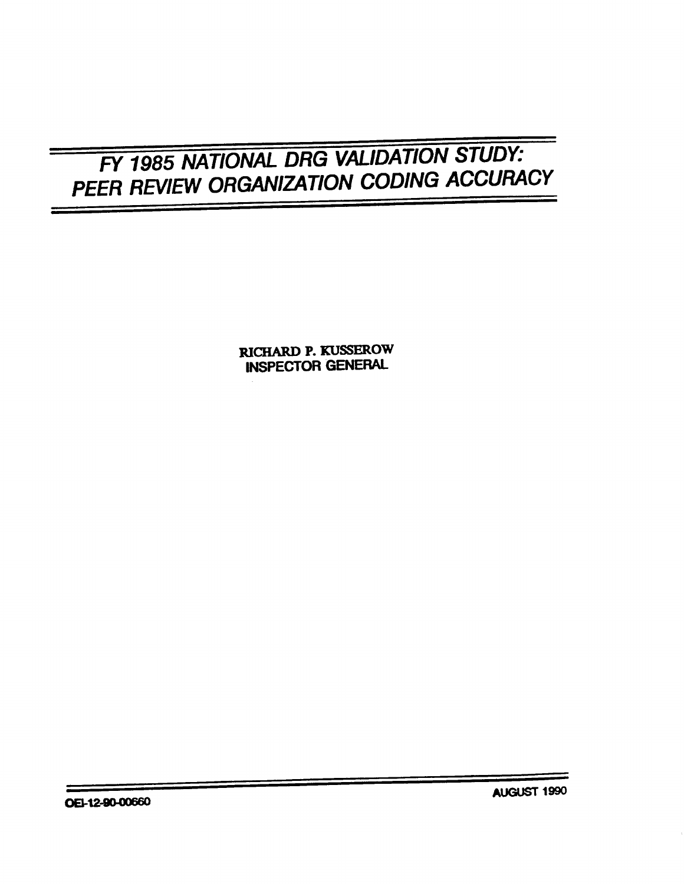# FY 1985 NATIONAL DRG VALIDATION STUDY: PEER REVIEW ORGANIZATION CODING ACCURACY

RICHARD P. KUSSEROW
INSPECTOR GENERAL

OEI-12-90-00660

AUGUST 1990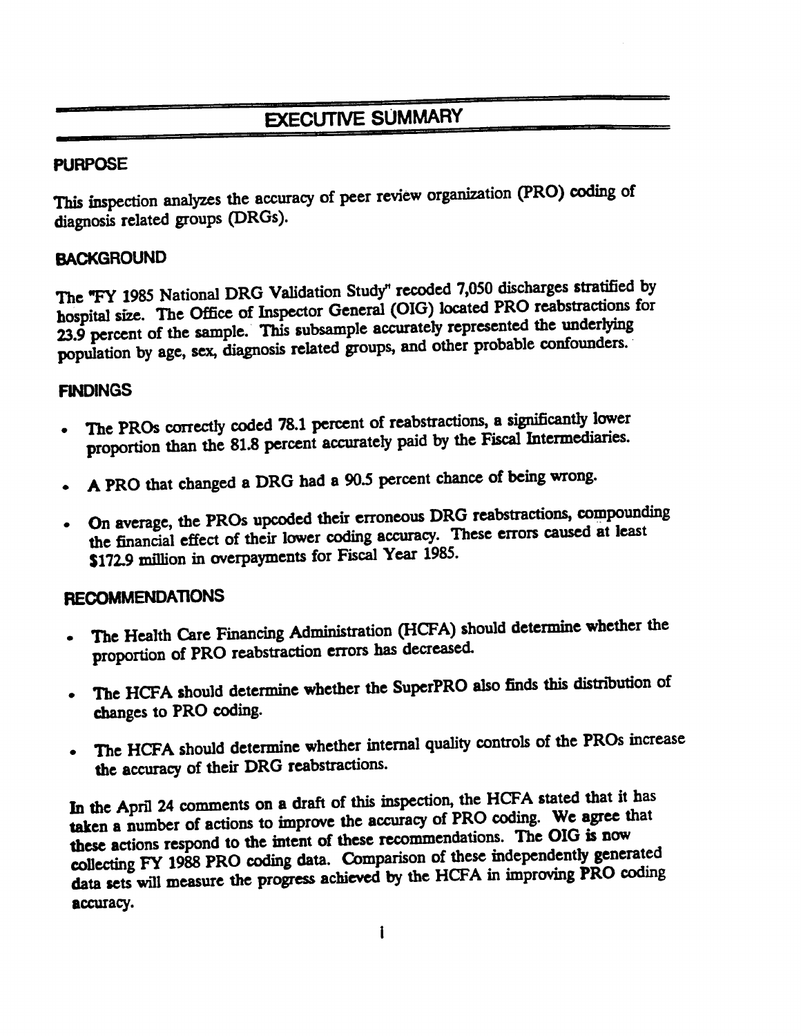# EXECUTIVE SUMMARY

## PURPOSE

This inspection analyzes the accuracy of peer review organization (PRO) coding of diagnosis related groups (DRGs).

## BACKGROUND

The "FY 1985 National DRG Validation Study" recoded 7,050 discharges stratified by hospital size. The Office of Inspector General (OIG) located PRO reabstractions for 23.9 percent of the sample. This subsample accurately represented the underlying population by age, sex, diagnosis related groups, and other probable confounders.

## FINDINGS

- The PROs correctly coded 78.1 percent of reabstractions, a significantly lower proportion than the 81.8 percent accurately paid by the Fiscal Intermediaries.
- A PRO that changed a DRG had a 90.5 percent chance of being wrong.
- On average, the PROs upcoded their erroneous DRG reabstractions, compounding the financial effect of their lower coding accuracy. These errors caused at least $172.9 million in overpayments for Fiscal Year 1985.

## RECOMMENDATIONS

- The Health Care Financing Administration (HCFA) should determine whether the proportion of PRO reabstraction errors has decreased.
- The HCFA should determine whether the SuperPRO also finds this distribution of changes to PRO coding.
- The HCFA should determine whether internal quality controls of the PROs increase the accuracy of their DRG reabstractions.

In the April 24 comments on a draft of this inspection, the HCFA stated that it has taken a number of actions to improve the accuracy of PRO coding. We agree that these actions respond to the intent of these recommendations. The OIG is now collecting FY 1988 PRO coding data. Comparison of these independently generated data sets will measure the progress achieved by the HCFA in improving PRO coding accuracy.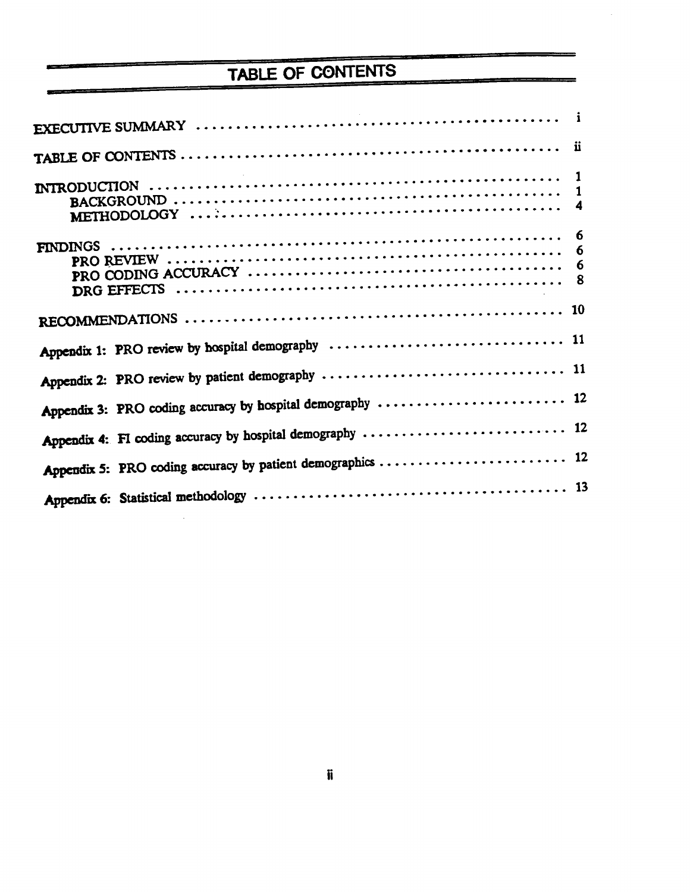# TABLE OF CONTENTS

EXECUTIVE SUMMARY . . . . . . . . . . . . . . . . . . . . . . . . . . . . . . . . . . . . . . . . . . . . . . . . i

TABLE OF CONTENTS . . . . . . . . . . . . . . . . . . . . . . . . . . . . . . . . . . . . . . . . . . . . . . . . ii

INTRODUCTION . . . . . . . . . . . . . . . . . . . . . . . . . . . . . . . . . . . . . . . . . . . . . . . . . . . 1
- BACKGROUND . . . . . . . . . . . . . . . . . . . . . . . . . . . . . . . . . . . . . . . . . . . . . . . . . . 1
- METHODOLOGY . . . . . . . . . . . . . . . . . . . . . . . . . . . . . . . . . . . . . . . . . . . . . . . . . 4

FINDINGS . . . . . . . . . . . . . . . . . . . . . . . . . . . . . . . . . . . . . . . . . . . . . . . . . . . . . . . 6
- PRO REVIEW . . . . . . . . . . . . . . . . . . . . . . . . . . . . . . . . . . . . . . . . . . . . . . . . . . . 6
- PRO CODING ACCURACY . . . . . . . . . . . . . . . . . . . . . . . . . . . . . . . . . . . . . . . . . . 6
- DRG EFFECTS . . . . . . . . . . . . . . . . . . . . . . . . . . . . . . . . . . . . . . . . . . . . . . . . . . 8

RECOMMENDATIONS . . . . . . . . . . . . . . . . . . . . . . . . . . . . . . . . . . . . . . . . . . . . . . . . 10

Appendix 1: PRO review by hospital demography . . . . . . . . . . . . . . . . . . . . . . . . . . . . . 11

Appendix 2: PRO review by patient demography . . . . . . . . . . . . . . . . . . . . . . . . . . . . . . 11

Appendix 3: PRO coding accuracy by hospital demography . . . . . . . . . . . . . . . . . . . . . . 12

Appendix 4: FI coding accuracy by hospital demography . . . . . . . . . . . . . . . . . . . . . . . . 12

Appendix 5: PRO coding accuracy by patient demographics . . . . . . . . . . . . . . . . . . . . . . 12

Appendix 6: Statistical methodology . . . . . . . . . . . . . . . . . . . . . . . . . . . . . . . . . . . . . . 13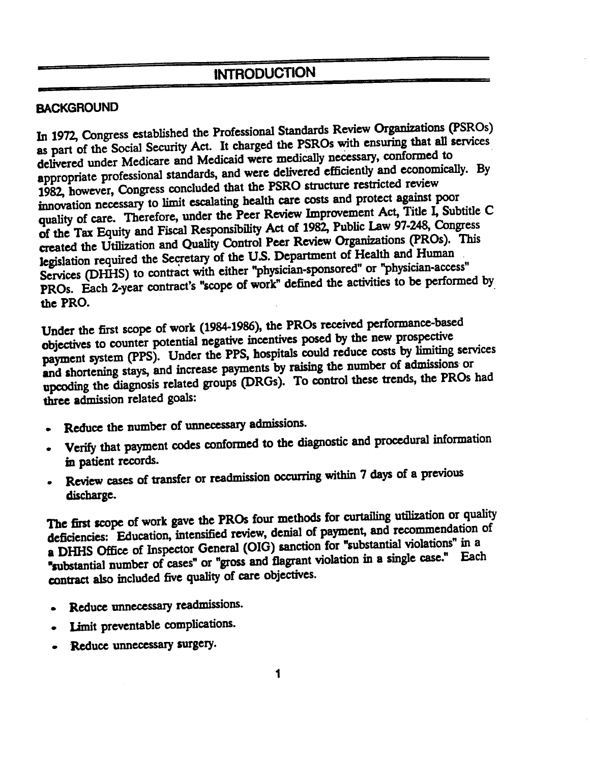# INTRODUCTION

## BACKGROUND

In 1972, Congress established the Professional Standards Review Organizations (PSROs) as part of the Social Security Act. It charged the PSROs with ensuring that all services delivered under Medicare and Medicaid were medically necessary, conformed to appropriate professional standards, and were delivered efficiently and economically. By 1982, however, Congress concluded that the PSRO structure restricted review innovation necessary to limit escalating health care costs and protect against poor quality of care. Therefore, under the Peer Review Improvement Act, Title I, Subtitle C of the Tax Equity and Fiscal Responsibility Act of 1982, Public Law 97-248, Congress created the Utilization and Quality Control Peer Review Organizations (PROs). This legislation required the Secretary of the U.S. Department of Health and Human Services (DHHS) to contract with either "physician-sponsored" or "physician-access" PROs. Each 2-year contract's "scope of work" defined the activities to be performed by the PRO.

Under the first scope of work (1984-1986), the PROs received performance-based objectives to counter potential negative incentives posed by the new prospective payment system (PPS). Under the PPS, hospitals could reduce costs by limiting services and shortening stays, and increase payments by raising the number of admissions or upcoding the diagnosis related groups (DRGs). To control these trends, the PROs had three admission related goals:

- Reduce the number of unnecessary admissions.
- Verify that payment codes conformed to the diagnostic and procedural information in patient records.
- Review cases of transfer or readmission occurring within 7 days of a previous discharge.

The first scope of work gave the PROs four methods for curtailing utilization or quality deficiencies: Education, intensified review, denial of payment, and recommendation of a DHHS Office of Inspector General (OIG) sanction for "substantial violations" in a "substantial number of cases" or "gross and flagrant violation in a single case." Each contract also included five quality of care objectives.

- Reduce unnecessary readmissions.
- Limit preventable complications.
- Reduce unnecessary surgery.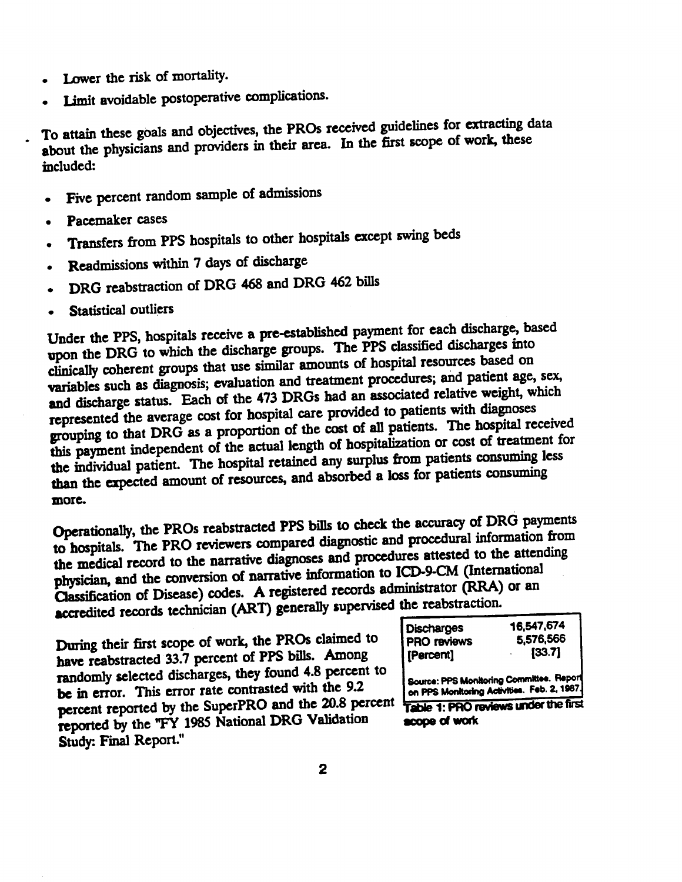- Lower the risk of mortality.
- Limit avoidable postoperative complications.

To attain these goals and objectives, the PROs received guidelines for extracting data about the physicians and providers in their area. In the first scope of work, these included:

- Five percent random sample of admissions
- Pacemaker cases
- Transfers from PPS hospitals to other hospitals except swing beds
- Readmissions within 7 days of discharge
- DRG reabstraction of DRG 468 and DRG 462 bills
- Statistical outliers

Under the PPS, hospitals receive a pre-established payment for each discharge, based upon the DRG to which the discharge groups. The PPS classified discharges into clinically coherent groups that use similar amounts of hospital resources based on variables such as diagnosis; evaluation and treatment procedures; and patient age, sex, and discharge status. Each of the 473 DRGs had an associated relative weight, which represented the average cost for hospital care provided to patients with diagnoses grouping to that DRG as a proportion of the cost of all patients. The hospital received this payment independent of the actual length of hospitalization or cost of treatment for the individual patient. The hospital retained any surplus from patients consuming less than the expected amount of resources, and absorbed a loss for patients consuming more.

Operationally, the PROs reabstracted PPS bills to check the accuracy of DRG payments to hospitals. The PRO reviewers compared diagnostic and procedural information from the medical record to the narrative diagnoses and procedures attested to the attending physician, and the conversion of narrative information to ICD-9-CM (International Classification of Disease) codes. A registered records administrator (RRA) or an accredited records technician (ART) generally supervised the reabstraction.

During their first scope of work, the PROs claimed to have reabstracted 33.7 percent of PPS bills. Among randomly selected discharges, they found 4.8 percent to be in error. This error rate contrasted with the 9.2 percent reported by the SuperPRO and the 20.8 percent reported by the "FY 1985 National DRG Validation Study: Final Report."

| | |
|---|---|
| Discharges | 16,547,674 |
| PRO reviews | 5,576,566 |
| [Percent] | [33.7] |

Source: PPS Monitoring Committee. Report on PPS Monitoring Activities. Feb. 2, 1987.

**Table 1: PRO reviews under the first scope of work**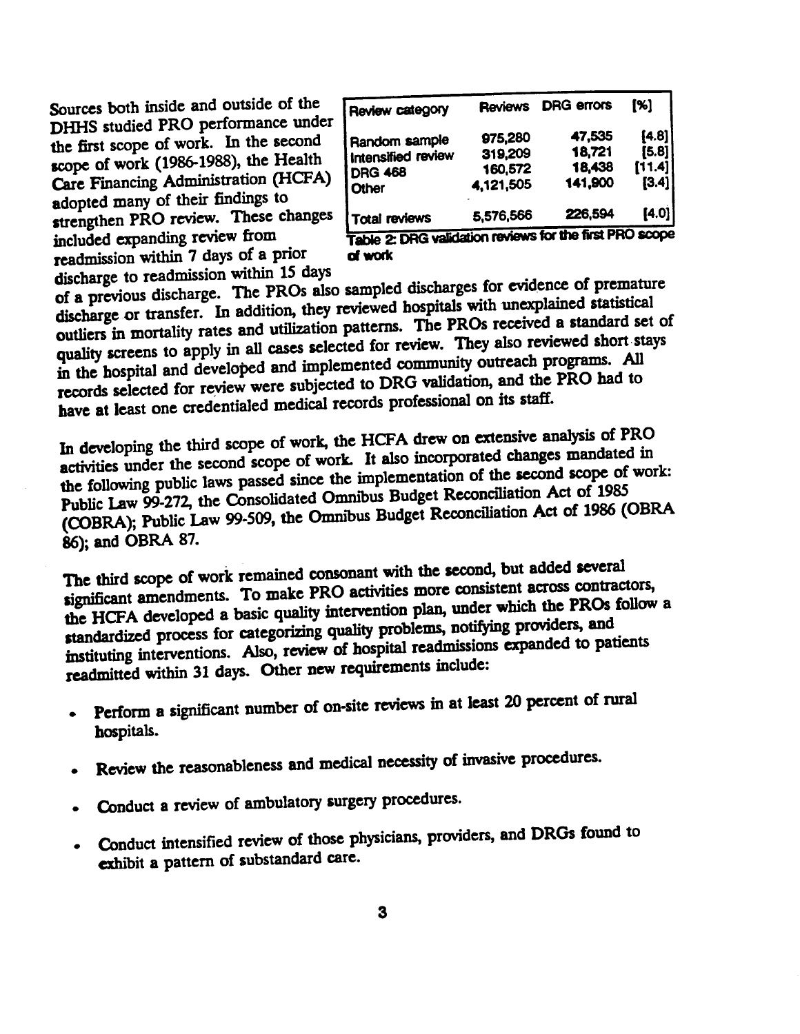| Review category | Reviews | DRG errors | [%] |
|---|---|---|---|
| Random sample | 975,280 | 47,535 | [4.8] |
| Intensified review | 319,209 | 18,721 | [5.8] |
| DRG 468 | 160,572 | 18,438 | [11.4] |
| Other | 4,121,505 | 141,900 | [3.4] |
| Total reviews | 5,576,566 | 226,594 | [4.0] |

**Table 2: DRG validation reviews for the first PRO scope of work**

Sources both inside and outside of the DHHS studied PRO performance under the first scope of work. In the second scope of work (1986-1988), the Health Care Financing Administration (HCFA) adopted many of their findings to strengthen PRO review. These changes included expanding review from readmission within 7 days of a prior discharge to readmission within 15 days of a previous discharge. The PROs also sampled discharges for evidence of premature discharge or transfer. In addition, they reviewed hospitals with unexplained statistical outliers in mortality rates and utilization patterns. The PROs received a standard set of quality screens to apply in all cases selected for review. They also reviewed short stays in the hospital and developed and implemented community outreach programs. All records selected for review were subjected to DRG validation, and the PRO had to have at least one credentialed medical records professional on its staff.

In developing the third scope of work, the HCFA drew on extensive analysis of PRO activities under the second scope of work. It also incorporated changes mandated in the following public laws passed since the implementation of the second scope of work: Public Law 99-272, the Consolidated Omnibus Budget Reconciliation Act of 1985 (COBRA); Public Law 99-509, the Omnibus Budget Reconciliation Act of 1986 (OBRA 86); and OBRA 87.

The third scope of work remained consonant with the second, but added several significant amendments. To make PRO activities more consistent across contractors, the HCFA developed a basic quality intervention plan, under which the PROs follow a standardized process for categorizing quality problems, notifying providers, and instituting interventions. Also, review of hospital readmissions expanded to patients readmitted within 31 days. Other new requirements include:

- Perform a significant number of on-site reviews in at least 20 percent of rural hospitals.
- Review the reasonableness and medical necessity of invasive procedures.
- Conduct a review of ambulatory surgery procedures.
- Conduct intensified review of those physicians, providers, and DRGs found to exhibit a pattern of substandard care.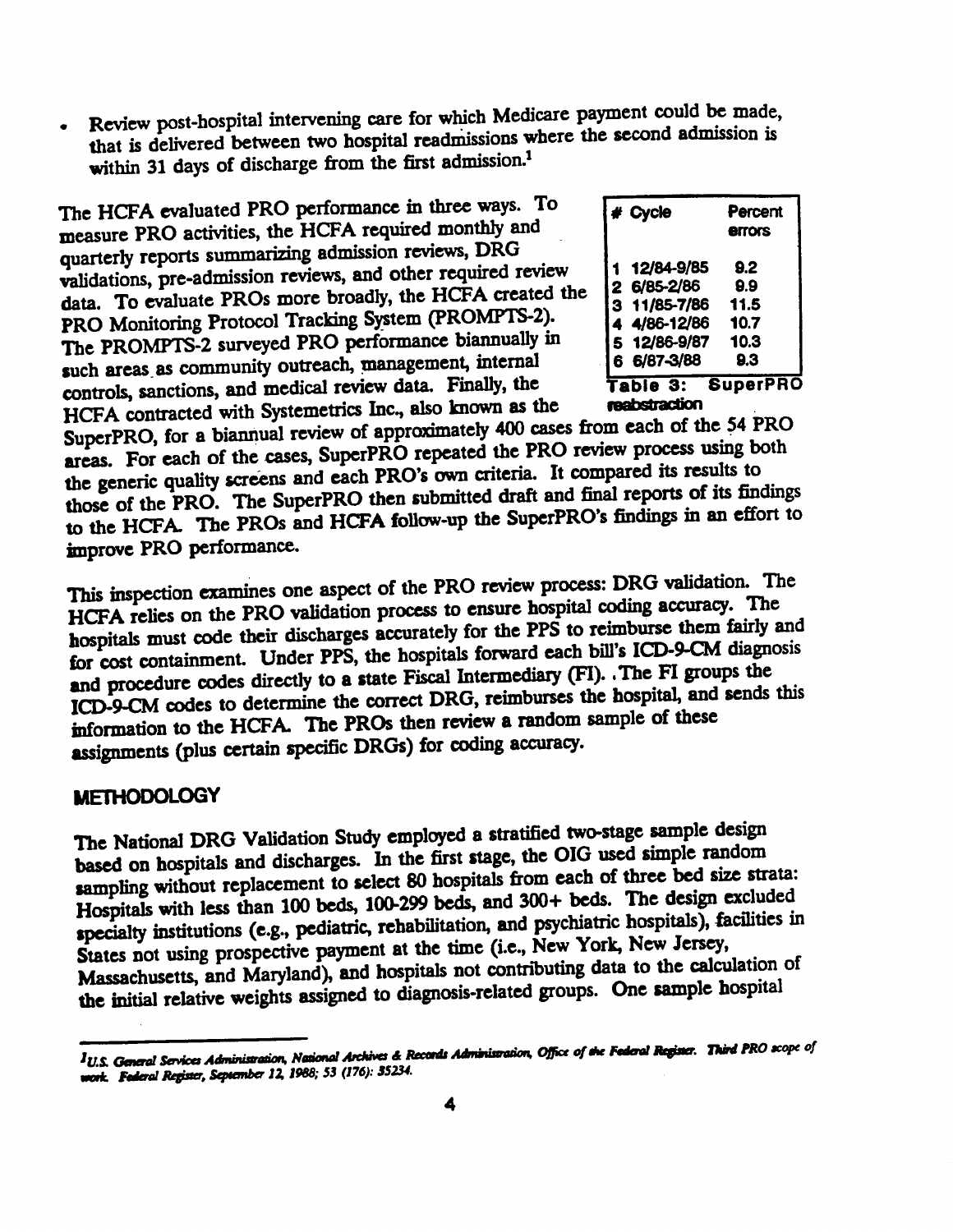- Review post-hospital intervening care for which Medicare payment could be made, that is delivered between two hospital readmissions where the second admission is within 31 days of discharge from the first admission.[1]

The HCFA evaluated PRO performance in three ways. To measure PRO activities, the HCFA required monthly and quarterly reports summarizing admission reviews, DRG validations, pre-admission reviews, and other required review data. To evaluate PROs more broadly, the HCFA created the PRO Monitoring Protocol Tracking System (PROMPTS-2). The PROMPTS-2 surveyed PRO performance biannually in such areas as community outreach, management, internal controls, sanctions, and medical review data. Finally, the HCFA contracted with Systemetrics Inc., also known as the SuperPRO, for a biannual review of approximately 400 cases from each of the 54 PRO areas. For each of the cases, SuperPRO repeated the PRO review process using both the generic quality screens and each PRO's own criteria. It compared its results to those of the PRO. The SuperPRO then submitted draft and final reports of its findings to the HCFA. The PROs and HCFA follow-up the SuperPRO's findings in an effort to improve PRO performance.

| # | Cycle | Percent errors |
|---|---|---|
| 1 | 12/84-9/85 | 9.2 |
| 2 | 6/85-2/86 | 9.9 |
| 3 | 11/85-7/86 | 11.5 |
| 4 | 4/86-12/86 | 10.7 |
| 5 | 12/86-9/87 | 10.3 |
| 6 | 6/87-3/88 | 9.3 |

Table 3: SuperPRO reabstraction

This inspection examines one aspect of the PRO review process: DRG validation. The HCFA relies on the PRO validation process to ensure hospital coding accuracy. The hospitals must code their discharges accurately for the PPS to reimburse them fairly and for cost containment. Under PPS, the hospitals forward each bill's ICD-9-CM diagnosis and procedure codes directly to a state Fiscal Intermediary (FI). The FI groups the ICD-9-CM codes to determine the correct DRG, reimburses the hospital, and sends this information to the HCFA. The PROs then review a random sample of these assignments (plus certain specific DRGs) for coding accuracy.

## METHODOLOGY

The National DRG Validation Study employed a stratified two-stage sample design based on hospitals and discharges. In the first stage, the OIG used simple random sampling without replacement to select 80 hospitals from each of three bed size strata: Hospitals with less than 100 beds, 100-299 beds, and 300+ beds. The design excluded specialty institutions (e.g., pediatric, rehabilitation, and psychiatric hospitals), facilities in States not using prospective payment at the time (i.e., New York, New Jersey, Massachusetts, and Maryland), and hospitals not contributing data to the calculation of the initial relative weights assigned to diagnosis-related groups. One sample hospital

---

[1] *U.S. General Services Administration, National Archives & Records Administration, Office of the Federal Register. Third PRO scope of work. Federal Register, September 12, 1988; 53 (176): 35234.*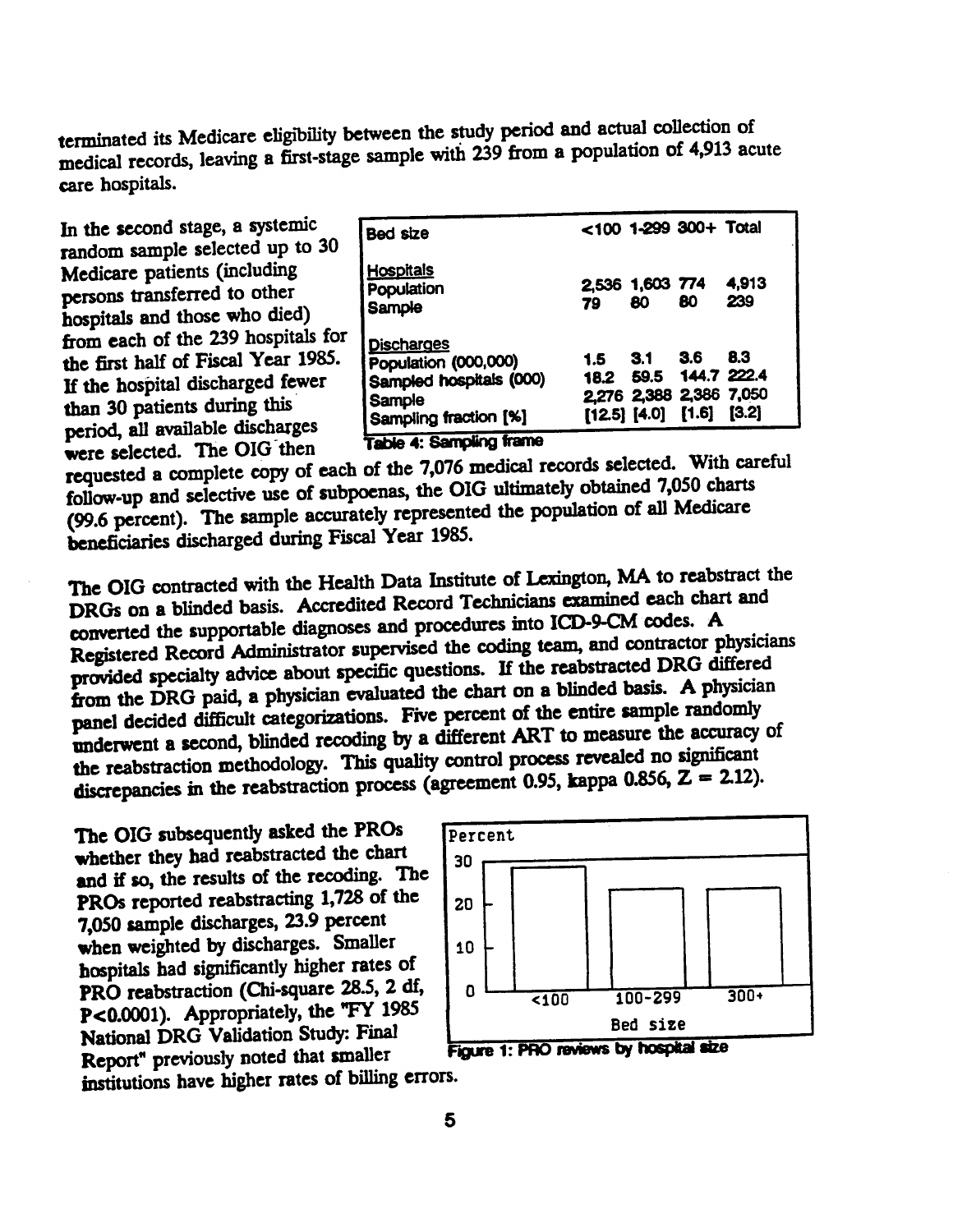terminated its Medicare eligibility between the study period and actual collection of medical records, leaving a first-stage sample with 239 from a population of 4,913 acute care hospitals.

In the second stage, a systemic random sample selected up to 30 Medicare patients (including persons transferred to other hospitals and those who died) from each of the 239 hospitals for the first half of Fiscal Year 1985. If the hospital discharged fewer than 30 patients during this period, all available discharges were selected. The OIG then requested a complete copy of each of the 7,076 medical records selected. With careful follow-up and selective use of subpoenas, the OIG ultimately obtained 7,050 charts (99.6 percent). The sample accurately represented the population of all Medicare beneficiaries discharged during Fiscal Year 1985.

| Bed size | <100 | 1-299 | 300+ | Total |
|---|---|---|---|---|
| Hospitals | | | | |
| Population | 2,536 | 1,603 | 774 | 4,913 |
| Sample | 79 | 80 | 80 | 239 |
| Discharges | | | | |
| Population (000,000) | 1.5 | 3.1 | 3.6 | 8.3 |
| Sampled hospitals (000) | 18.2 | 59.5 | 144.7 | 222.4 |
| Sample | 2,276 | 2,388 | 2,386 | 7,050 |
| Sampling fraction [%] | [12.5] | [4.0] | [1.6] | [3.2] |

Table 4: Sampling frame

The OIG contracted with the Health Data Institute of Lexington, MA to reabstract the DRGs on a blinded basis. Accredited Record Technicians examined each chart and converted the supportable diagnoses and procedures into ICD-9-CM codes. A Registered Record Administrator supervised the coding team, and contractor physicians provided specialty advice about specific questions. If the reabstracted DRG differed from the DRG paid, a physician evaluated the chart on a blinded basis. A physician panel decided difficult categorizations. Five percent of the entire sample randomly underwent a second, blinded recoding by a different ART to measure the accuracy of the reabstraction methodology. This quality control process revealed no significant discrepancies in the reabstraction process (agreement 0.95, kappa 0.856, $Z = 2.12$).

The OIG subsequently asked the PROs whether they had reabstracted the chart and if so, the results of the recoding. The PROs reported reabstracting 1,728 of the 7,050 sample discharges, 23.9 percent when weighted by discharges. Smaller hospitals had significantly higher rates of PRO reabstraction (Chi-square 28.5, 2 df, $P<0.0001$). Appropriately, the "FY 1985 National DRG Validation Study: Final Report" previously noted that smaller institutions have higher rates of billing errors.

Percent
30
20
10
0
<100
100-299
300+
Bed size

Figure 1: PRO reviews by hospital size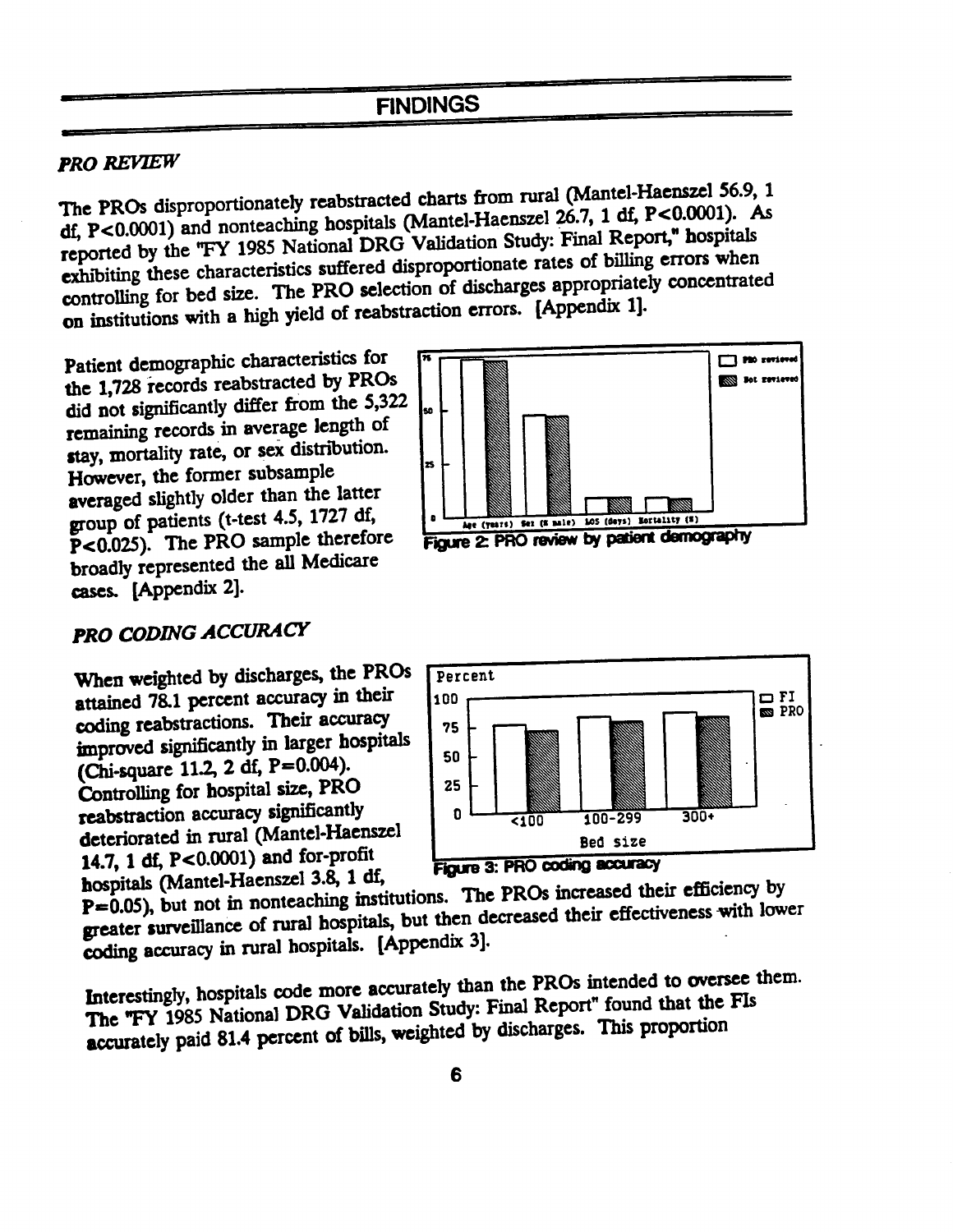## FINDINGS

### *PRO REVIEW*

The PROs disproportionately reabstracted charts from rural (Mantel-Haenszel 56.9, 1 df, $P<0.0001$) and nonteaching hospitals (Mantel-Haenszel 26.7, 1 df, $P<0.0001$). As reported by the "FY 1985 National DRG Validation Study: Final Report," hospitals exhibiting these characteristics suffered disproportionate rates of billing errors when controlling for bed size. The PRO selection of discharges appropriately concentrated on institutions with a high yield of reabstraction errors. [Appendix 1].

Patient demographic characteristics for the 1,728 records reabstracted by PROs did not significantly differ from the 5,322 remaining records in average length of stay, mortality rate, or sex distribution. However, the former subsample averaged slightly older than the latter group of patients (t-test 4.5, 1727 df, $P<0.025$). The PRO sample therefore broadly represented the all Medicare cases. [Appendix 2].

75
50
25
0
Age (years) Sex (% male) LOS (days) Mortality (%)
PRO reviewed
Not reviewed

Figure 2: PRO review by patient demography

### *PRO CODING ACCURACY*

When weighted by discharges, the PROs attained 78.1 percent accuracy in their coding reabstractions. Their accuracy improved significantly in larger hospitals (Chi-square 11.2, 2 df, $P=0.004$). Controlling for hospital size, PRO reabstraction accuracy significantly deteriorated in rural (Mantel-Haenszel 14.7, 1 df, $P<0.0001$) and for-profit hospitals (Mantel-Haenszel 3.8, 1 df, $P=0.05$), but not in nonteaching institutions. The PROs increased their efficiency by greater surveillance of rural hospitals, but then decreased their effectiveness with lower coding accuracy in rural hospitals. [Appendix 3].

Percent
100
75
50
25
0
<100 100-299 300+
Bed size
FI
PRO

Figure 3: PRO coding accuracy

Interestingly, hospitals code more accurately than the PROs intended to oversee them. The "FY 1985 National DRG Validation Study: Final Report" found that the FIs accurately paid 81.4 percent of bills, weighted by discharges. This proportion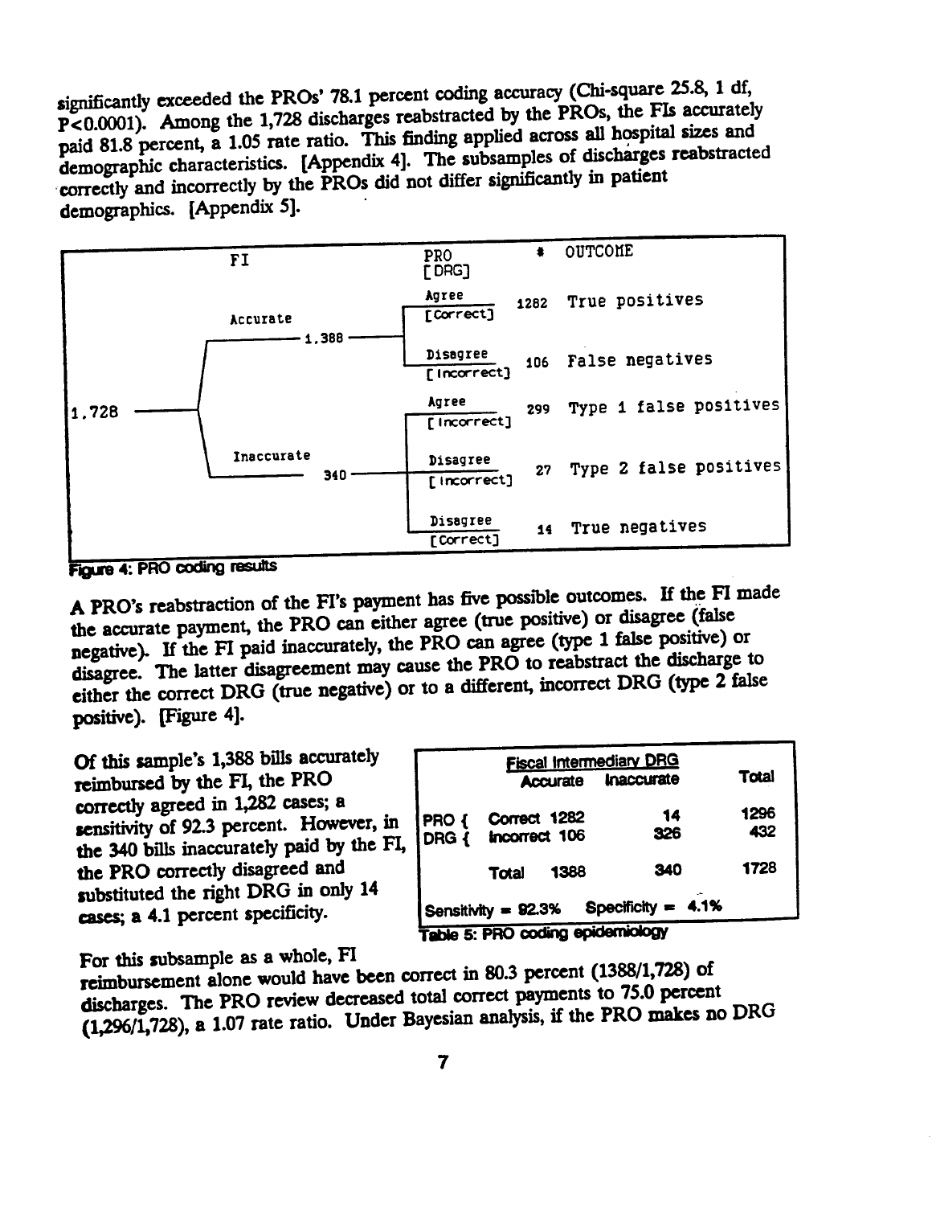significantly exceeded the PROs' 78.1 percent coding accuracy (Chi-square 25.8, 1 df, $P<0.0001$). Among the 1,728 discharges reabstracted by the PROs, the FIs accurately paid 81.8 percent, a 1.05 rate ratio. This finding applied across all hospital sizes and demographic characteristics. [Appendix 4]. The subsamples of discharges reabstracted correctly and incorrectly by the PROs did not differ significantly in patient demographics. [Appendix 5].

FI

PRO [DRG]

\# OUTCOME

1,728

Accurate 1,388

Agree [Correct] 1282 True positives

Disagree [Incorrect] 106 False negatives

Inaccurate 340

Agree [Incorrect] 299 Type 1 false positives

Disagree [Incorrect] 27 Type 2 false positives

Disagree [Correct] 14 True negatives

**Figure 4: PRO coding results**

A PRO's reabstraction of the FI's payment has five possible outcomes. If the FI made the accurate payment, the PRO can either agree (true positive) or disagree (false negative). If the FI paid inaccurately, the PRO can agree (type 1 false positive) or disagree. The latter disagreement may cause the PRO to reabstract the discharge to either the correct DRG (true negative) or to a different, incorrect DRG (type 2 false positive). [Figure 4].

Of this sample's 1,388 bills accurately reimbursed by the FI, the PRO correctly agreed in 1,282 cases; a sensitivity of 92.3 percent. However, in the 340 bills inaccurately paid by the FI, the PRO correctly disagreed and substituted the right DRG in only 14 cases; a 4.1 percent specificity.

| | Fiscal Intermediary DRG Accurate | Inaccurate | Total |
|---|---|---|---|
| PRO DRG Correct | 1282 | 14 | 1296 |
| PRO DRG Incorrect | 106 | 326 | 432 |
| Total | 1388 | 340 | 1728 |
| Sensitivity = 92.3% | Specificity = 4.1% | | |

**Table 5: PRO coding epidemiology**

For this subsample as a whole, FI reimbursement alone would have been correct in 80.3 percent (1388/1,728) of discharges. The PRO review decreased total correct payments to 75.0 percent (1,296/1,728), a 1.07 rate ratio. Under Bayesian analysis, if the PRO makes no DRG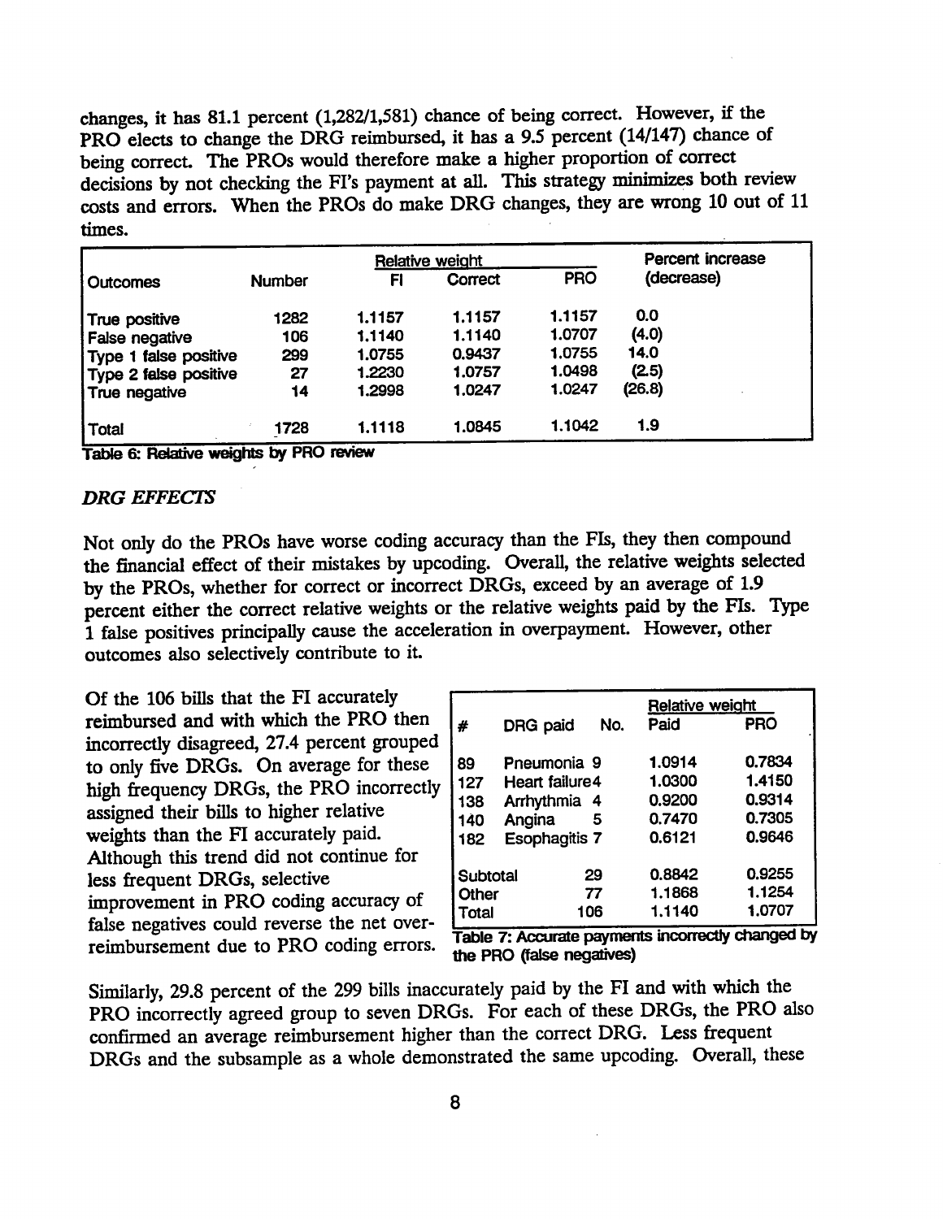changes, it has 81.1 percent (1,282/1,581) chance of being correct. However, if the PRO elects to change the DRG reimbursed, it has a 9.5 percent (14/147) chance of being correct. The PROs would therefore make a higher proportion of correct decisions by not checking the FI's payment at all. This strategy minimizes both review costs and errors. When the PROs do make DRG changes, they are wrong 10 out of 11 times.

| Outcomes | Number | Relative weight FI | Correct | PRO | Percent increase (decrease) |
|---|---|---|---|---|---|
| True positive | 1282 | 1.1157 | 1.1157 | 1.1157 | 0.0 |
| False negative | 106 | 1.1140 | 1.1140 | 1.0707 | (4.0) |
| Type 1 false positive | 299 | 1.0755 | 0.9437 | 1.0755 | 14.0 |
| Type 2 false positive | 27 | 1.2230 | 1.0757 | 1.0498 | (2.5) |
| True negative | 14 | 1.2998 | 1.0247 | 1.0247 | (26.8) |
| Total | 1728 | 1.1118 | 1.0845 | 1.1042 | 1.9 |

**Table 6: Relative weights by PRO review**

*DRG EFFECTS*

Not only do the PROs have worse coding accuracy than the FIs, they then compound the financial effect of their mistakes by upcoding. Overall, the relative weights selected by the PROs, whether for correct or incorrect DRGs, exceed by an average of 1.9 percent either the correct relative weights or the relative weights paid by the FIs. Type 1 false positives principally cause the acceleration in overpayment. However, other outcomes also selectively contribute to it.

Of the 106 bills that the FI accurately reimbursed and with which the PRO then incorrectly disagreed, 27.4 percent grouped to only five DRGs. On average for these high frequency DRGs, the PRO incorrectly assigned their bills to higher relative weights than the FI accurately paid. Although this trend did not continue for less frequent DRGs, selective improvement in PRO coding accuracy of false negatives could reverse the net over-reimbursement due to PRO coding errors.

| # | DRG paid | No. | Relative weight Paid | PRO |
|---|---|---|---|---|
| 89 | Pneumonia | 9 | 1.0914 | 0.7834 |
| 127 | Heart failure | 4 | 1.0300 | 1.4150 |
| 138 | Arrhythmia | 4 | 0.9200 | 0.9314 |
| 140 | Angina | 5 | 0.7470 | 0.7305 |
| 182 | Esophagitis | 7 | 0.6121 | 0.9646 |
| Subtotal | | 29 | 0.8842 | 0.9255 |
| Other | | 77 | 1.1868 | 1.1254 |
| Total | | 106 | 1.1140 | 1.0707 |

**Table 7: Accurate payments incorrectly changed by the PRO (false negatives)**

Similarly, 29.8 percent of the 299 bills inaccurately paid by the FI and with which the PRO incorrectly agreed group to seven DRGs. For each of these DRGs, the PRO also confirmed an average reimbursement higher than the correct DRG. Less frequent DRGs and the subsample as a whole demonstrated the same upcoding. Overall, these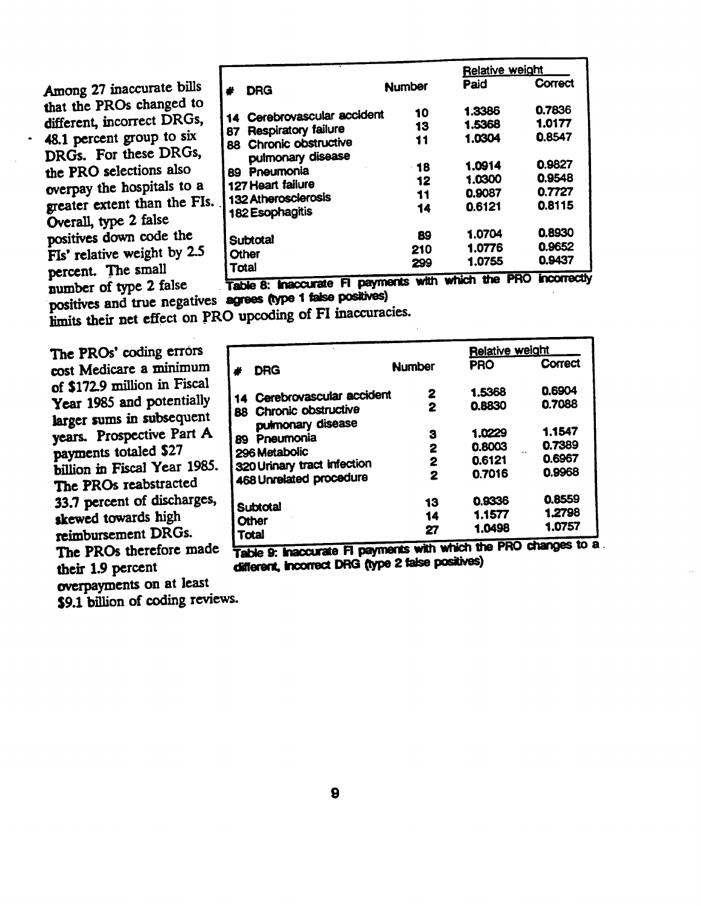Among 27 inaccurate bills that the PROs changed to different, incorrect DRGs, 48.1 percent group to six DRGs. For these DRGs, the PRO selections also overpay the hospitals to a greater extent than the FIs. Overall, type 2 false positives down code the FIs' relative weight by 2.5 percent. The small number of type 2 false positives and true negatives limits their net effect on PRO upcoding of FI inaccuracies.

| # | DRG | Number | Relative weight Paid | Relative weight Correct |
|---|---|---|---|---|
| 14 | Cerebrovascular accident | 10 | 1.3386 | 0.7836 |
| 87 | Respiratory failure | 13 | 1.5368 | 1.0177 |
| 88 | Chronic obstructive pulmonary disease | 11 | 1.0304 | 0.8547 |
| 89 | Pneumonia | 18 | 1.0914 | 0.9827 |
| 127 | Heart failure | 12 | 1.0300 | 0.9548 |
| 132 | Atherosclerosis | 11 | 0.9087 | 0.7727 |
| 182 | Esophagitis | 14 | 0.6121 | 0.8115 |
| | Subtotal | 89 | 1.0704 | 0.8930 |
| | Other | 210 | 1.0776 | 0.9652 |
| | Total | 299 | 1.0755 | 0.9437 |

**Table 8: Inaccurate FI payments with which the PRO incorrectly agrees (type 1 false positives)**

The PROs' coding errors cost Medicare a minimum of $172.9 million in Fiscal Year 1985 and potentially larger sums in subsequent years. Prospective Part A payments totaled $27 billion in Fiscal Year 1985. The PROs reabstracted 33.7 percent of discharges, skewed towards high reimbursement DRGs. The PROs therefore made their 1.9 percent overpayments on at least $9.1 billion of coding reviews.

| # | DRG | Number | Relative weight PRO | Relative weight Correct |
|---|---|---|---|---|
| 14 | Cerebrovascular accident | 2 | 1.5368 | 0.6904 |
| 88 | Chronic obstructive pulmonary disease | 2 | 0.8830 | 0.7088 |
| 89 | Pneumonia | 3 | 1.0229 | 1.1547 |
| 296 | Metabolic | 2 | 0.8003 | 0.7389 |
| 320 | Urinary tract infection | 2 | 0.6121 | 0.6967 |
| 468 | Unrelated procedure | 2 | 0.7016 | 0.9968 |
| | Subtotal | 13 | 0.9336 | 0.8559 |
| | Other | 14 | 1.1577 | 1.2798 |
| | Total | 27 | 1.0498 | 1.0757 |

**Table 9: Inaccurate FI payments with which the PRO changes to a different, incorrect DRG (type 2 false positives)**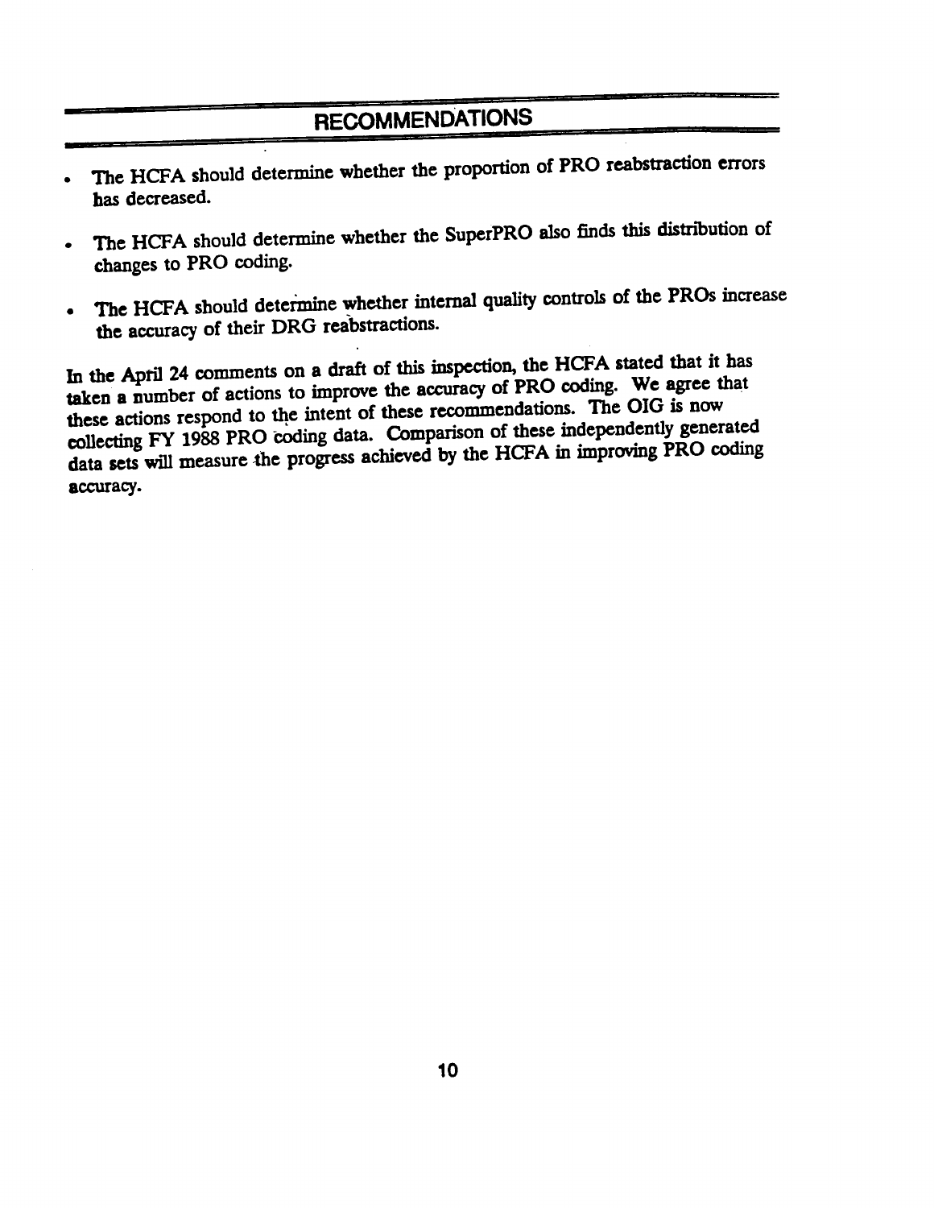## RECOMMENDATIONS

- The HCFA should determine whether the proportion of PRO reabstraction errors has decreased.
- The HCFA should determine whether the SuperPRO also finds this distribution of changes to PRO coding.
- The HCFA should determine whether internal quality controls of the PROs increase the accuracy of their DRG reabstractions.

In the April 24 comments on a draft of this inspection, the HCFA stated that it has taken a number of actions to improve the accuracy of PRO coding. We agree that these actions respond to the intent of these recommendations. The OIG is now collecting FY 1988 PRO coding data. Comparison of these independently generated data sets will measure the progress achieved by the HCFA in improving PRO coding accuracy.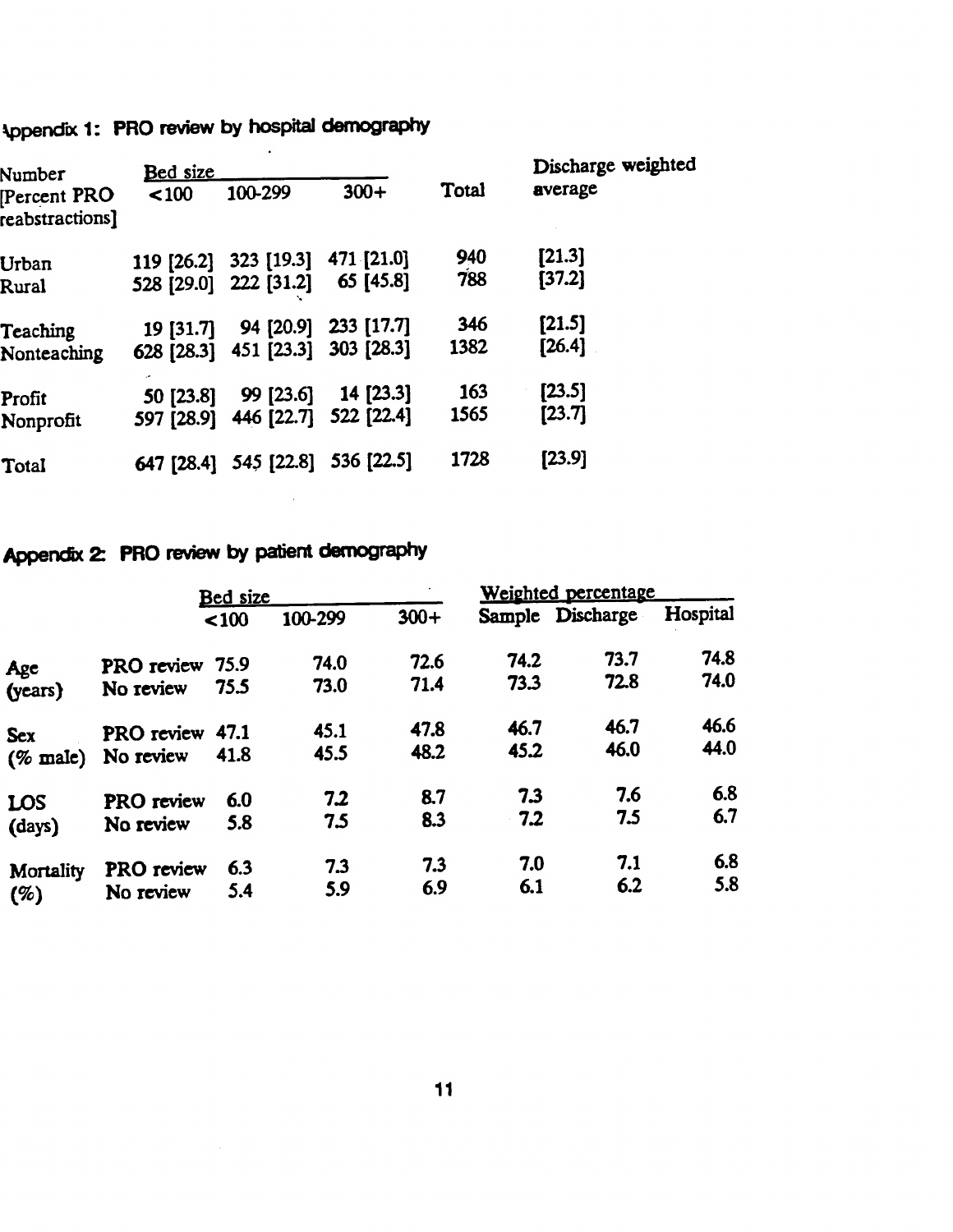## Appendix 1: PRO review by hospital demography

| Number [Percent PRO reabstractions] | Bed size <100 | 100-299 | 300+ | Total | Discharge weighted average |
|---|---|---|---|---|---|
| Urban | 119 [26.2] | 323 [19.3] | 471 [21.0] | 940 | [21.3] |
| Rural | 528 [29.0] | 222 [31.2] | 65 [45.8] | 788 | [37.2] |
| Teaching | 19 [31.7] | 94 [20.9] | 233 [17.7] | 346 | [21.5] |
| Nonteaching | 628 [28.3] | 451 [23.3] | 303 [28.3] | 1382 | [26.4] |
| Profit | 50 [23.8] | 99 [23.6] | 14 [23.3] | 163 | [23.5] |
| Nonprofit | 597 [28.9] | 446 [22.7] | 522 [22.4] | 1565 | [23.7] |
| Total | 647 [28.4] | 545 [22.8] | 536 [22.5] | 1728 | [23.9] |

## Appendix 2: PRO review by patient demography

| | | Bed size | | | Weighted percentage | | |
|---|---|---|---|---|---|---|---|
| | | <100 | 100-299 | 300+ | Sample | Discharge | Hospital |
| Age (years) | PRO review | 75.9 | 74.0 | 72.6 | 74.2 | 73.7 | 74.8 |
| | No review | 75.5 | 73.0 | 71.4 | 73.3 | 72.8 | 74.0 |
| Sex (% male) | PRO review | 47.1 | 45.1 | 47.8 | 46.7 | 46.7 | 46.6 |
| | No review | 41.8 | 45.5 | 48.2 | 45.2 | 46.0 | 44.0 |
| LOS (days) | PRO review | 6.0 | 7.2 | 8.7 | 7.3 | 7.6 | 6.8 |
| | No review | 5.8 | 7.5 | 8.3 | 7.2 | 7.5 | 6.7 |
| Mortality (%) | PRO review | 6.3 | 7.3 | 7.3 | 7.0 | 7.1 | 6.8 |
| | No review | 5.4 | 5.9 | 6.9 | 6.1 | 6.2 | 5.8 |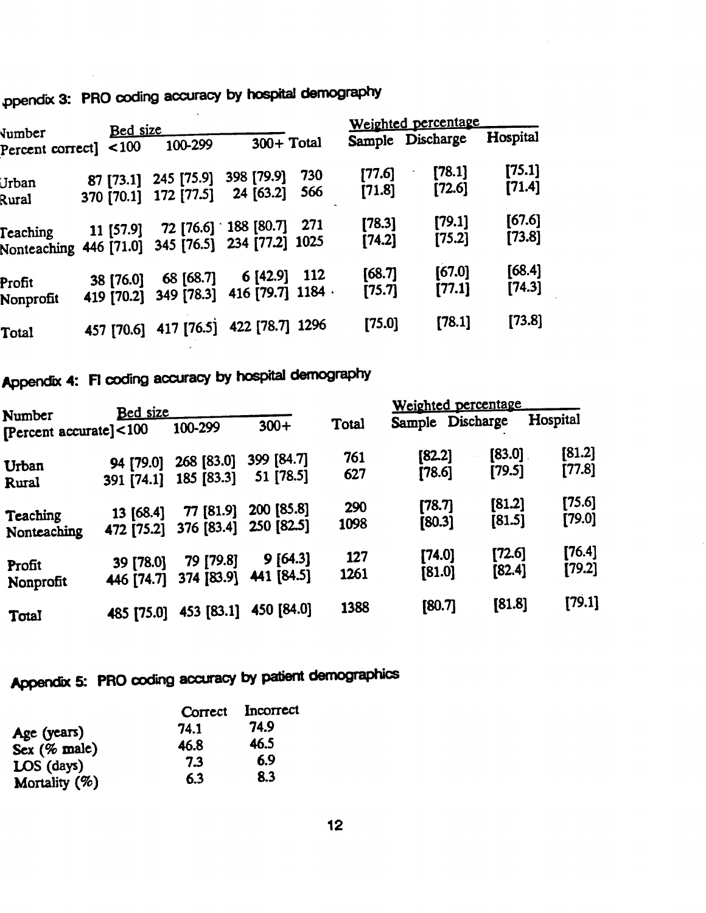## Appendix 3: PRO coding accuracy by hospital demography

| Number [Percent correct] | Bed size <100 | 100-299 | 300+ | Total | Weighted percentage Sample | Discharge | Hospital |
|---|---|---|---|---|---|---|---|
| Urban | 87 [73.1] | 245 [75.9] | 398 [79.9] | 730 | [77.6] | [78.1] | [75.1] |
| Rural | 370 [70.1] | 172 [77.5] | 24 [63.2] | 566 | [71.8] | [72.6] | [71.4] |
| Teaching | 11 [57.9] | 72 [76.6] | 188 [80.7] | 271 | [78.3] | [79.1] | [67.6] |
| Nonteaching | 446 [71.0] | 345 [76.5] | 234 [77.2] | 1025 | [74.2] | [75.2] | [73.8] |
| Profit | 38 [76.0] | 68 [68.7] | 6 [42.9] | 112 | [68.7] | [67.0] | [68.4] |
| Nonprofit | 419 [70.2] | 349 [78.3] | 416 [79.7] | 1184 | [75.7] | [77.1] | [74.3] |
| Total | 457 [70.6] | 417 [76.5] | 422 [78.7] | 1296 | [75.0] | [78.1] | [73.8] |

## Appendix 4: FI coding accuracy by hospital demography

| Number [Percent accurate] | Bed size <100 | 100-299 | 300+ | Total | Weighted percentage Sample | Discharge | Hospital |
|---|---|---|---|---|---|---|---|
| Urban | 94 [79.0] | 268 [83.0] | 399 [84.7] | 761 | [82.2] | [83.0] | [81.2] |
| Rural | 391 [74.1] | 185 [83.3] | 51 [78.5] | 627 | [78.6] | [79.5] | [77.8] |
| Teaching | 13 [68.4] | 77 [81.9] | 200 [85.8] | 290 | [78.7] | [81.2] | [75.6] |
| Nonteaching | 472 [75.2] | 376 [83.4] | 250 [82.5] | 1098 | [80.3] | [81.5] | [79.0] |
| Profit | 39 [78.0] | 79 [79.8] | 9 [64.3] | 127 | [74.0] | [72.6] | [76.4] |
| Nonprofit | 446 [74.7] | 374 [83.9] | 441 [84.5] | 1261 | [81.0] | [82.4] | [79.2] |
| Total | 485 [75.0] | 453 [83.1] | 450 [84.0] | 1388 | [80.7] | [81.8] | [79.1] |

## Appendix 5: PRO coding accuracy by patient demographics

| | Correct | Incorrect |
|---|---|---|
| Age (years) | 74.1 | 74.9 |
| Sex (% male) | 46.8 | 46.5 |
| LOS (days) | 7.3 | 6.9 |
| Mortality (%) | 6.3 | 8.3 |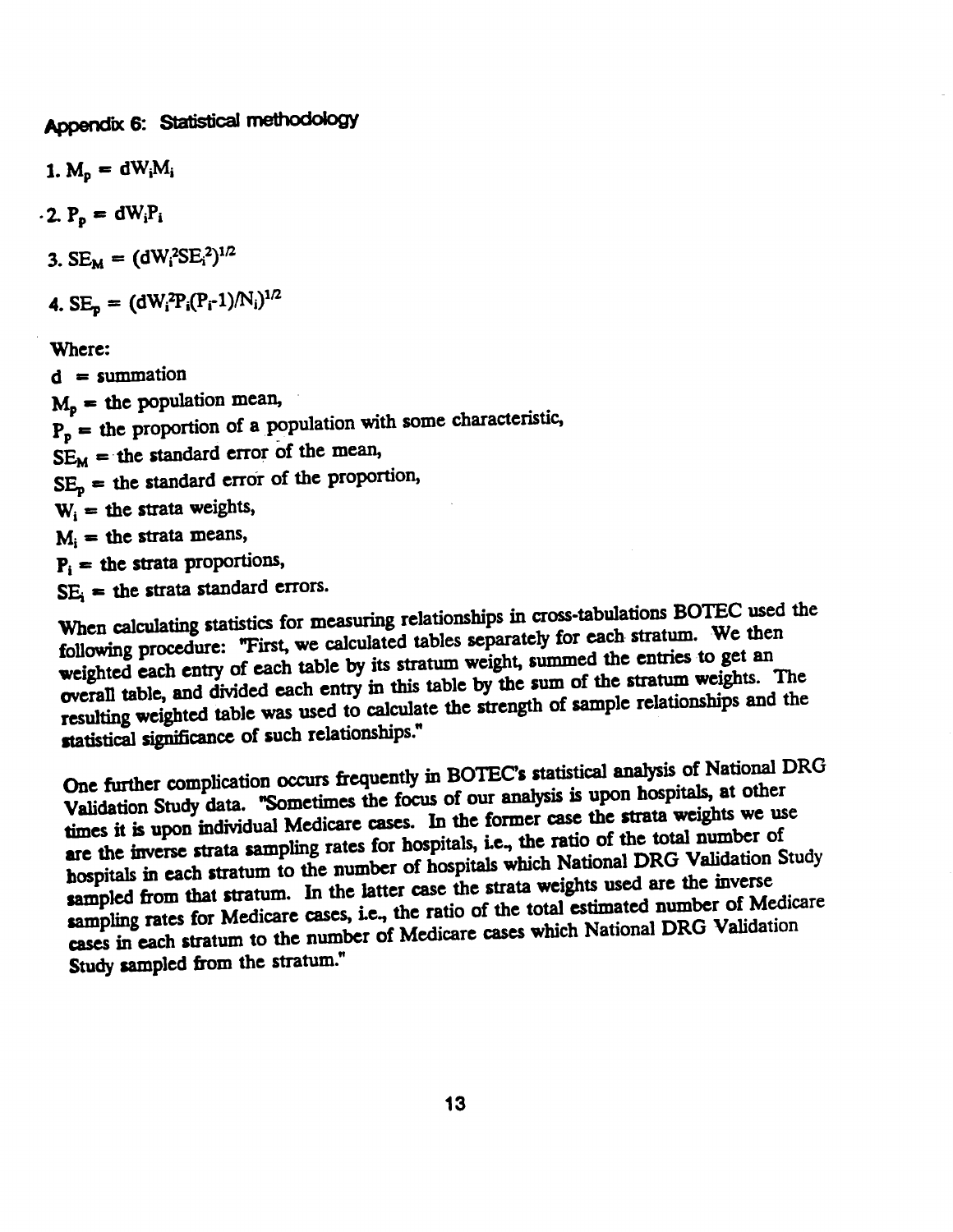Appendix 6: Statistical methodology

1. $M_p = dW_iM_i$

2. $P_p = dW_iP_i$

3. $SE_M = (dW_i^2SE_i^2)^{1/2}$

4. $SE_p = (dW_i^2P_i(P_i-1)/N_i)^{1/2}$

Where:

d = summation

$M_p$ = the population mean,

$P_p$ = the proportion of a population with some characteristic,

$SE_M$ = the standard error of the mean,

$SE_p$ = the standard error of the proportion,

$W_i$ = the strata weights,

$M_i$ = the strata means,

$P_i$ = the strata proportions,

$SE_i$ = the strata standard errors.

When calculating statistics for measuring relationships in cross-tabulations BOTEC used the following procedure: "First, we calculated tables separately for each stratum. We then weighted each entry of each table by its stratum weight, summed the entries to get an overall table, and divided each entry in this table by the sum of the stratum weights. The resulting weighted table was used to calculate the strength of sample relationships and the statistical significance of such relationships."

One further complication occurs frequently in BOTEC's statistical analysis of National DRG Validation Study data. "Sometimes the focus of our analysis is upon hospitals, at other times it is upon individual Medicare cases. In the former case the strata weights we use are the inverse strata sampling rates for hospitals, i.e., the ratio of the total number of hospitals in each stratum to the number of hospitals which National DRG Validation Study sampled from that stratum. In the latter case the strata weights used are the inverse sampling rates for Medicare cases, i.e., the ratio of the total estimated number of Medicare cases in each stratum to the number of Medicare cases which National DRG Validation Study sampled from the stratum."